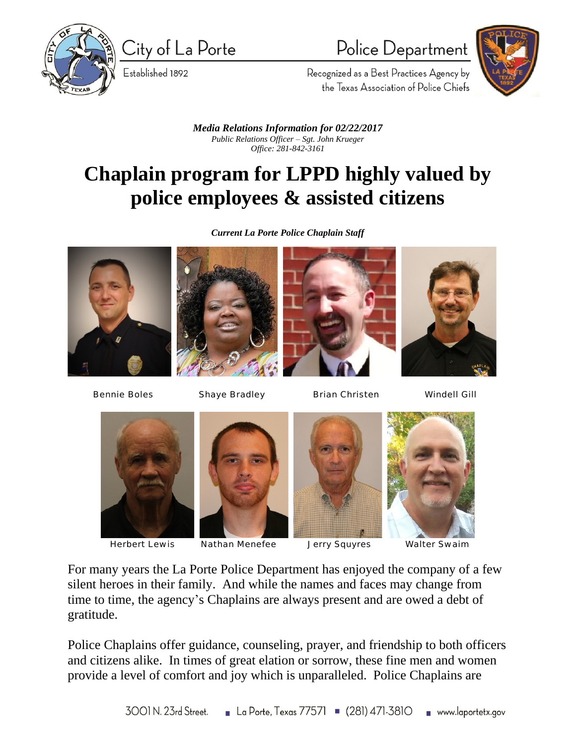City of La Porte

Established 1892

Police Department

Recognized as a Best Practices Agency by the Texas Association of Police Chiefs

***Media Relations Information for 02/22/2017***
*Public Relations Officer – Sgt. John Krueger*
*Office: 281-842-3161*

# Chaplain program for LPPD highly valued by police employees & assisted citizens

***Current La Porte Police Chaplain Staff***

Bennie Boles    Shaye Bradley    Brian Christen    Windell Gill

Herbert Lewis    Nathan Menefee    Jerry Squyres    Walter Swaim

For many years the La Porte Police Department has enjoyed the company of a few silent heroes in their family. And while the names and faces may change from time to time, the agency's Chaplains are always present and are owed a debt of gratitude.

Police Chaplains offer guidance, counseling, prayer, and friendship to both officers and citizens alike. In times of great elation or sorrow, these fine men and women provide a level of comfort and joy which is unparalleled. Police Chaplains are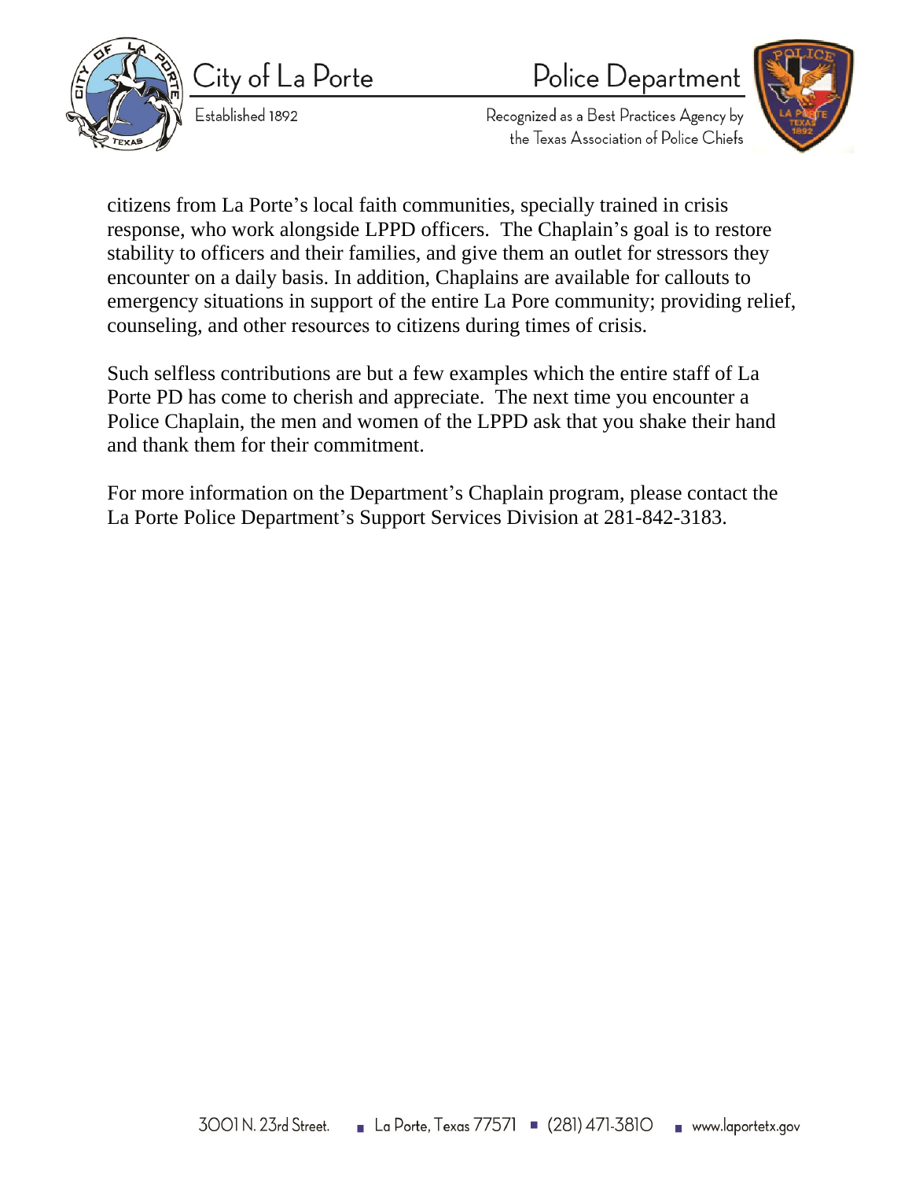citizens from La Porte's local faith communities, specially trained in crisis response, who work alongside LPPD officers. The Chaplain's goal is to restore stability to officers and their families, and give them an outlet for stressors they encounter on a daily basis. In addition, Chaplains are available for callouts to emergency situations in support of the entire La Pore community; providing relief, counseling, and other resources to citizens during times of crisis.

Such selfless contributions are but a few examples which the entire staff of La Porte PD has come to cherish and appreciate. The next time you encounter a Police Chaplain, the men and women of the LPPD ask that you shake their hand and thank them for their commitment.

For more information on the Department's Chaplain program, please contact the La Porte Police Department's Support Services Division at 281-842-3183.